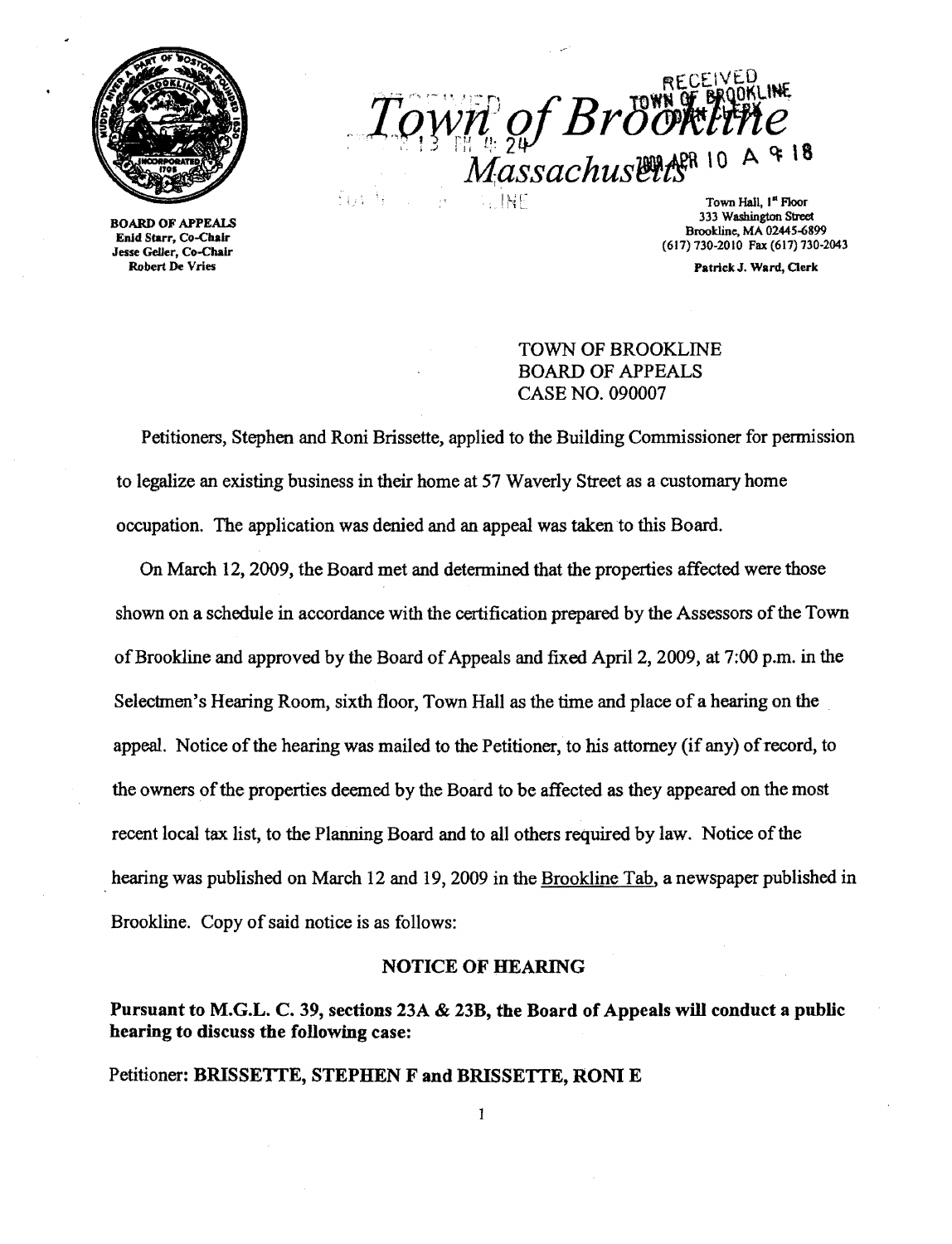# Town of Brookline Massachusetts

RECEIVED
TOWN OF BROOKLINE
TOWN CLERK
2009 APR 10 A 9:18

BOARD OF APPEALS
Enid Starr, Co-Chair
Jesse Geller, Co-Chair
Robert De Vries

Town Hall, 1st Floor
333 Washington Street
Brookline, MA 02445-6899
(617) 730-2010 Fax (617) 730-2043

Patrick J. Ward, Clerk

TOWN OF BROOKLINE
BOARD OF APPEALS
CASE NO. 090007

Petitioners, Stephen and Roni Brissette, applied to the Building Commissioner for permission to legalize an existing business in their home at 57 Waverly Street as a customary home occupation. The application was denied and an appeal was taken to this Board.

On March 12, 2009, the Board met and determined that the properties affected were those shown on a schedule in accordance with the certification prepared by the Assessors of the Town of Brookline and approved by the Board of Appeals and fixed April 2, 2009, at 7:00 p.m. in the Selectmen's Hearing Room, sixth floor, Town Hall as the time and place of a hearing on the appeal. Notice of the hearing was mailed to the Petitioner, to his attorney (if any) of record, to the owners of the properties deemed by the Board to be affected as they appeared on the most recent local tax list, to the Planning Board and to all others required by law. Notice of the hearing was published on March 12 and 19, 2009 in the Brookline Tab, a newspaper published in Brookline. Copy of said notice is as follows:

## NOTICE OF HEARING

**Pursuant to M.G.L. C. 39, sections 23A & 23B, the Board of Appeals will conduct a public hearing to discuss the following case:**

Petitioner: **BRISSETTE, STEPHEN F and BRISSETTE, RONI E**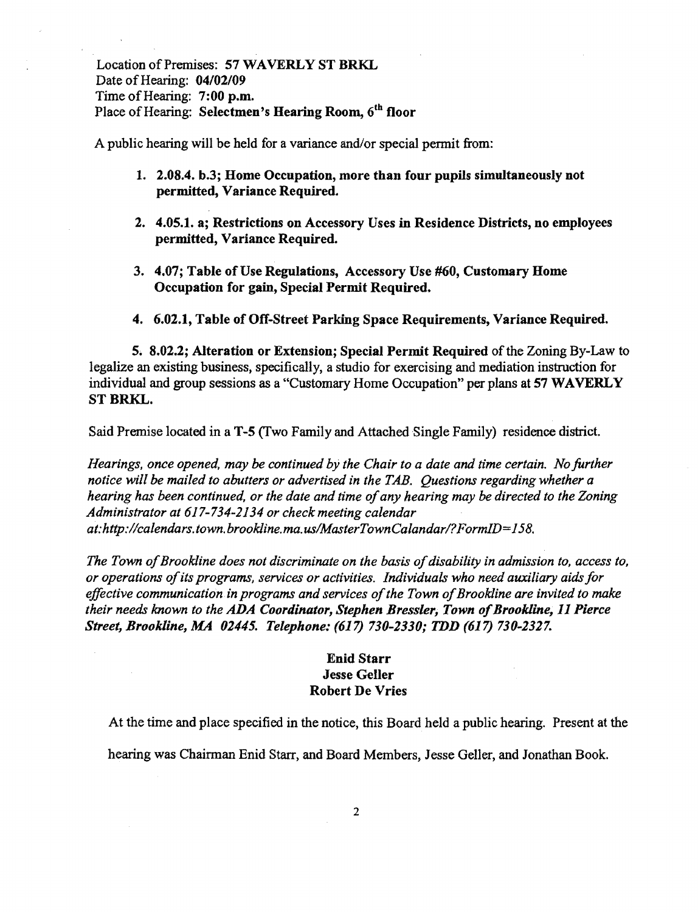Location of Premises: **57 WAVERLY ST BRKL**
Date of Hearing: **04/02/09**
Time of Hearing: **7:00 p.m.**
Place of Hearing: **Selectmen's Hearing Room, 6th floor**

A public hearing will be held for a variance and/or special permit from:

1. **2.08.4. b.3; Home Occupation, more than four pupils simultaneously not permitted, Variance Required.**

2. **4.05.1. a; Restrictions on Accessory Uses in Residence Districts, no employees permitted, Variance Required.**

3. **4.07; Table of Use Regulations, Accessory Use #60, Customary Home Occupation for gain, Special Permit Required.**

4. **6.02.1, Table of Off-Street Parking Space Requirements, Variance Required.**

5. **8.02.2; Alteration or Extension; Special Permit Required** of the Zoning By-Law to legalize an existing business, specifically, a studio for exercising and mediation instruction for individual and group sessions as a "Customary Home Occupation" per plans at **57 WAVERLY ST BRKL.**

Said Premise located in a **T-5** (Two Family and Attached Single Family) residence district.

*Hearings, once opened, may be continued by the Chair to a date and time certain. No further notice will be mailed to abutters or advertised in the TAB. Questions regarding whether a hearing has been continued, or the date and time of any hearing may be directed to the Zoning Administrator at 617-734-2134 or check meeting calendar at:http://calendars.town.brookline.ma.us/MasterTownCalandar/?FormID=158.*

*The Town of Brookline does not discriminate on the basis of disability in admission to, access to, or operations of its programs, services or activities. Individuals who need auxiliary aids for effective communication in programs and services of the Town of Brookline are invited to make their needs known to the ADA Coordinator, Stephen Bressler, Town of Brookline, 11 Pierce Street, Brookline, MA 02445. Telephone: (617) 730-2330; TDD (617) 730-2327.*

**Enid Starr**
**Jesse Geller**
**Robert De Vries**

At the time and place specified in the notice, this Board held a public hearing. Present at the hearing was Chairman Enid Starr, and Board Members, Jesse Geller, and Jonathan Book.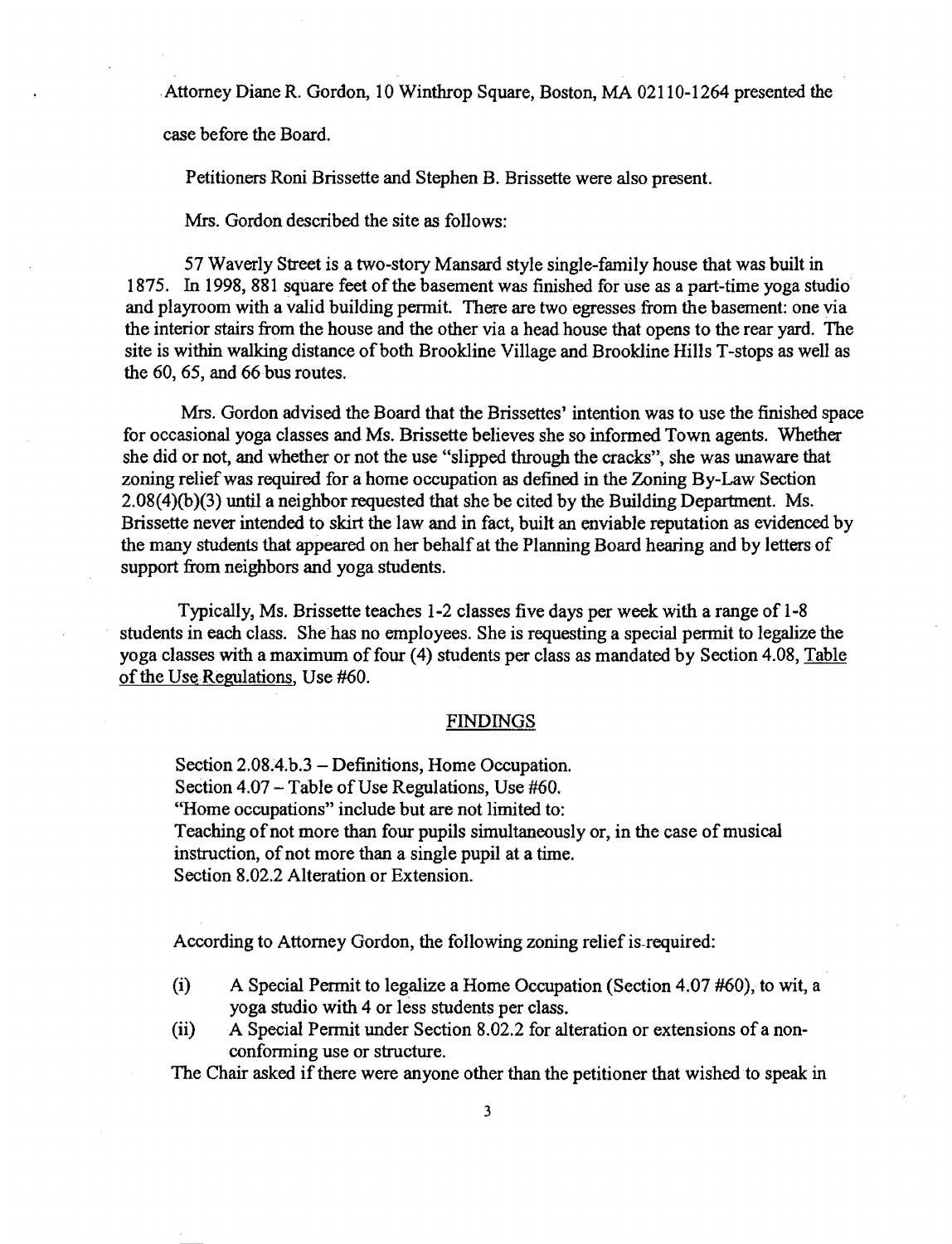Attorney Diane R. Gordon, 10 Winthrop Square, Boston, MA 02110-1264 presented the case before the Board.

Petitioners Roni Brissette and Stephen B. Brissette were also present.

Mrs. Gordon described the site as follows:

57 Waverly Street is a two-story Mansard style single-family house that was built in 1875. In 1998, 881 square feet of the basement was finished for use as a part-time yoga studio and playroom with a valid building permit. There are two egresses from the basement: one via the interior stairs from the house and the other via a head house that opens to the rear yard. The site is within walking distance of both Brookline Village and Brookline Hills T-stops as well as the 60, 65, and 66 bus routes.

Mrs. Gordon advised the Board that the Brissettes' intention was to use the finished space for occasional yoga classes and Ms. Brissette believes she so informed Town agents. Whether she did or not, and whether or not the use "slipped through the cracks", she was unaware that zoning relief was required for a home occupation as defined in the Zoning By-Law Section 2.08(4)(b)(3) until a neighbor requested that she be cited by the Building Department. Ms. Brissette never intended to skirt the law and in fact, built an enviable reputation as evidenced by the many students that appeared on her behalf at the Planning Board hearing and by letters of support from neighbors and yoga students.

Typically, Ms. Brissette teaches 1-2 classes five days per week with a range of 1-8 students in each class. She has no employees. She is requesting a special permit to legalize the yoga classes with a maximum of four (4) students per class as mandated by Section 4.08, Table of the Use Regulations, Use #60.

## FINDINGS

Section 2.08.4.b.3 – Definitions, Home Occupation.
Section 4.07 – Table of Use Regulations, Use #60.
"Home occupations" include but are not limited to:
Teaching of not more than four pupils simultaneously or, in the case of musical instruction, of not more than a single pupil at a time.
Section 8.02.2 Alteration or Extension.

According to Attorney Gordon, the following zoning relief is required:

(i) A Special Permit to legalize a Home Occupation (Section 4.07 #60), to wit, a yoga studio with 4 or less students per class.
(ii) A Special Permit under Section 8.02.2 for alteration or extensions of a non-conforming use or structure.

The Chair asked if there were anyone other than the petitioner that wished to speak in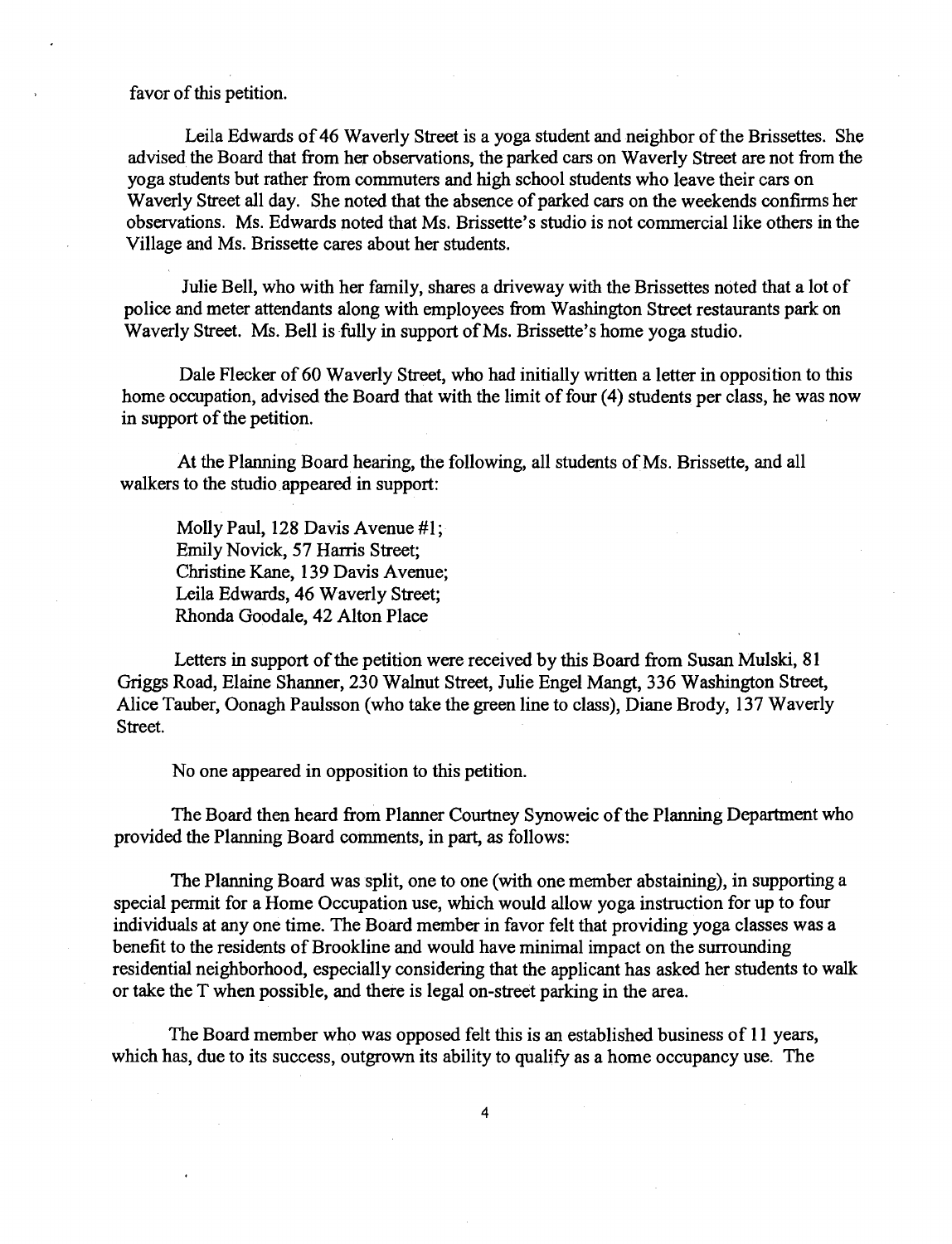favor of this petition.

Leila Edwards of 46 Waverly Street is a yoga student and neighbor of the Brissettes. She advised the Board that from her observations, the parked cars on Waverly Street are not from the yoga students but rather from commuters and high school students who leave their cars on Waverly Street all day. She noted that the absence of parked cars on the weekends confirms her observations. Ms. Edwards noted that Ms. Brissette's studio is not commercial like others in the Village and Ms. Brissette cares about her students.

Julie Bell, who with her family, shares a driveway with the Brissettes noted that a lot of police and meter attendants along with employees from Washington Street restaurants park on Waverly Street. Ms. Bell is fully in support of Ms. Brissette's home yoga studio.

Dale Flecker of 60 Waverly Street, who had initially written a letter in opposition to this home occupation, advised the Board that with the limit of four (4) students per class, he was now in support of the petition.

At the Planning Board hearing, the following, all students of Ms. Brissette, and all walkers to the studio appeared in support:

Molly Paul, 128 Davis Avenue #1;
Emily Novick, 57 Harris Street;
Christine Kane, 139 Davis Avenue;
Leila Edwards, 46 Waverly Street;
Rhonda Goodale, 42 Alton Place

Letters in support of the petition were received by this Board from Susan Mulski, 81 Griggs Road, Elaine Shanner, 230 Walnut Street, Julie Engel Mangt, 336 Washington Street, Alice Tauber, Oonagh Paulsson (who take the green line to class), Diane Brody, 137 Waverly Street.

No one appeared in opposition to this petition.

The Board then heard from Planner Courtney Synoweic of the Planning Department who provided the Planning Board comments, in part, as follows:

The Planning Board was split, one to one (with one member abstaining), in supporting a special permit for a Home Occupation use, which would allow yoga instruction for up to four individuals at any one time. The Board member in favor felt that providing yoga classes was a benefit to the residents of Brookline and would have minimal impact on the surrounding residential neighborhood, especially considering that the applicant has asked her students to walk or take the T when possible, and there is legal on-street parking in the area.

The Board member who was opposed felt this is an established business of 11 years, which has, due to its success, outgrown its ability to qualify as a home occupancy use. The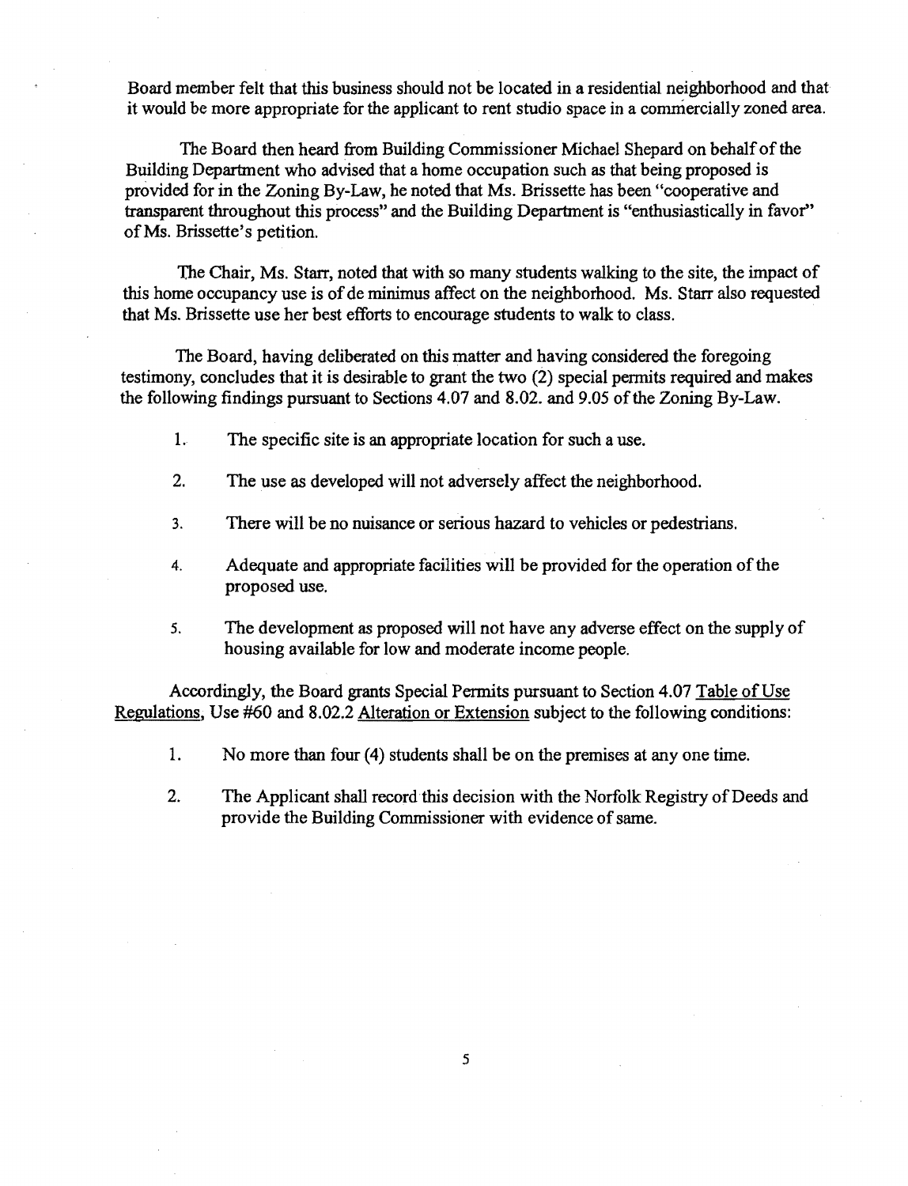Board member felt that this business should not be located in a residential neighborhood and that it would be more appropriate for the applicant to rent studio space in a commercially zoned area.

The Board then heard from Building Commissioner Michael Shepard on behalf of the Building Department who advised that a home occupation such as that being proposed is provided for in the Zoning By-Law, he noted that Ms. Brissette has been "cooperative and transparent throughout this process" and the Building Department is "enthusiastically in favor" of Ms. Brissette's petition.

The Chair, Ms. Starr, noted that with so many students walking to the site, the impact of this home occupancy use is of de minimus affect on the neighborhood. Ms. Starr also requested that Ms. Brissette use her best efforts to encourage students to walk to class.

The Board, having deliberated on this matter and having considered the foregoing testimony, concludes that it is desirable to grant the two (2) special permits required and makes the following findings pursuant to Sections 4.07 and 8.02. and 9.05 of the Zoning By-Law.

1. The specific site is an appropriate location for such a use.
2. The use as developed will not adversely affect the neighborhood.
3. There will be no nuisance or serious hazard to vehicles or pedestrians.
4. Adequate and appropriate facilities will be provided for the operation of the proposed use.
5. The development as proposed will not have any adverse effect on the supply of housing available for low and moderate income people.

Accordingly, the Board grants Special Permits pursuant to Section 4.07 Table of Use Regulations, Use #60 and 8.02.2 Alteration or Extension subject to the following conditions:

1. No more than four (4) students shall be on the premises at any one time.
2. The Applicant shall record this decision with the Norfolk Registry of Deeds and provide the Building Commissioner with evidence of same.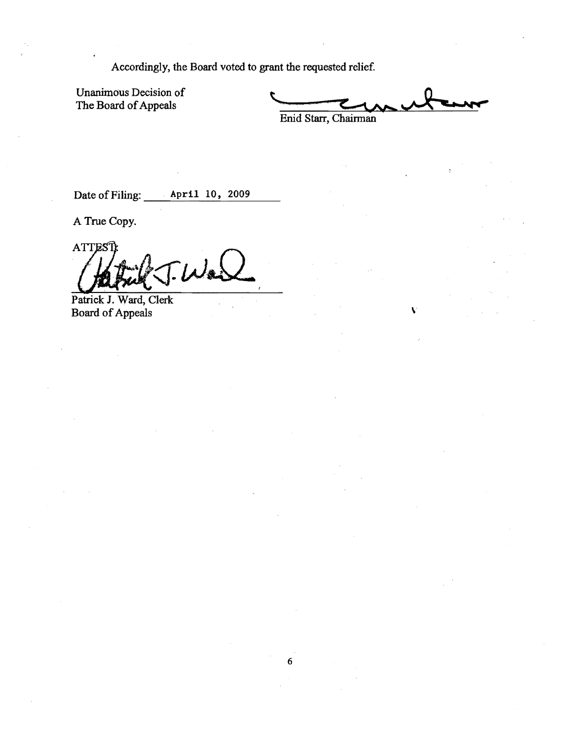Accordingly, the Board voted to grant the requested relief.

Unanimous Decision of
The Board of Appeals

Enid Starr, Chairman

Date of Filing: April 10, 2009

A True Copy.

ATTEST:

Patrick J. Ward, Clerk
Board of Appeals